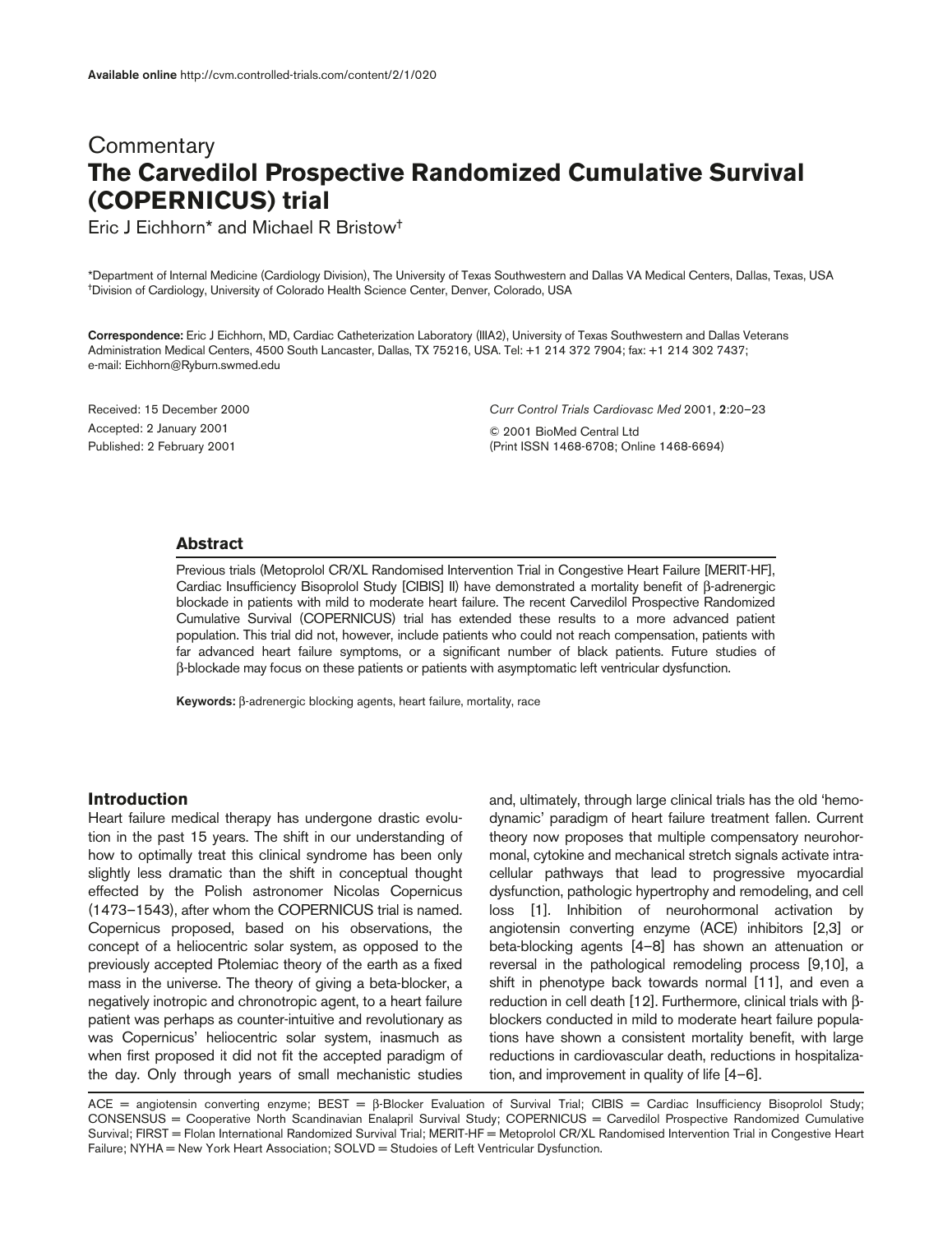Available online http://cvm.controlled-trials.com/content/2/1/020

Commentary

# The Carvedilol Prospective Randomized Cumulative Survival (COPERNICUS) trial

Eric J Eichhorn* and Michael R Bristow†

*Department of Internal Medicine (Cardiology Division), The University of Texas Southwestern and Dallas VA Medical Centers, Dallas, Texas, USA
†Division of Cardiology, University of Colorado Health Science Center, Denver, Colorado, USA

**Correspondence:** Eric J Eichhorn, MD, Cardiac Catheterization Laboratory (IIIA2), University of Texas Southwestern and Dallas Veterans Administration Medical Centers, 4500 South Lancaster, Dallas, TX 75216, USA. Tel: +1 214 372 7904; fax: +1 214 302 7437; e-mail: Eichhorn@Ryburn.swmed.edu

Received: 15 December 2000
Accepted: 2 January 2001
Published: 2 February 2001

*Curr Control Trials Cardiovasc Med* 2001, **2**:20–23
© 2001 BioMed Central Ltd
(Print ISSN 1468-6708; Online 1468-6694)

## Abstract

Previous trials (Metoprolol CR/XL Randomised Intervention Trial in Congestive Heart Failure [MERIT-HF], Cardiac Insufficiency Bisoprolol Study [CIBIS] II) have demonstrated a mortality benefit of β-adrenergic blockade in patients with mild to moderate heart failure. The recent Carvedilol Prospective Randomized Cumulative Survival (COPERNICUS) trial has extended these results to a more advanced patient population. This trial did not, however, include patients who could not reach compensation, patients with far advanced heart failure symptoms, or a significant number of black patients. Future studies of β-blockade may focus on these patients or patients with asymptomatic left ventricular dysfunction.

**Keywords:** β-adrenergic blocking agents, heart failure, mortality, race

## Introduction

Heart failure medical therapy has undergone drastic evolution in the past 15 years. The shift in our understanding of how to optimally treat this clinical syndrome has been only slightly less dramatic than the shift in conceptual thought effected by the Polish astronomer Nicolas Copernicus (1473–1543), after whom the COPERNICUS trial is named. Copernicus proposed, based on his observations, the concept of a heliocentric solar system, as opposed to the previously accepted Ptolemiac theory of the earth as a fixed mass in the universe. The theory of giving a beta-blocker, a negatively inotropic and chronotropic agent, to a heart failure patient was perhaps as counter-intuitive and revolutionary as was Copernicus' heliocentric solar system, inasmuch as when first proposed it did not fit the accepted paradigm of the day. Only through years of small mechanistic studies and, ultimately, through large clinical trials has the old 'hemodynamic' paradigm of heart failure treatment fallen. Current theory now proposes that multiple compensatory neurohormonal, cytokine and mechanical stretch signals activate intracellular pathways that lead to progressive myocardial dysfunction, pathologic hypertrophy and remodeling, and cell loss [1]. Inhibition of neurohormonal activation by angiotensin converting enzyme (ACE) inhibitors [2,3] or beta-blocking agents [4–8] has shown an attenuation or reversal in the pathological remodeling process [9,10], a shift in phenotype back towards normal [11], and even a reduction in cell death [12]. Furthermore, clinical trials with β-blockers conducted in mild to moderate heart failure populations have shown a consistent mortality benefit, with large reductions in cardiovascular death, reductions in hospitalization, and improvement in quality of life [4–6].

ACE = angiotensin converting enzyme; BEST = β-Blocker Evaluation of Survival Trial; CIBIS = Cardiac Insufficiency Bisoprolol Study; CONSENSUS = Cooperative North Scandinavian Enalapril Survival Study; COPERNICUS = Carvedilol Prospective Randomized Cumulative Survival; FIRST = Flolan International Randomized Survival Trial; MERIT-HF = Metoprolol CR/XL Randomised Intervention Trial in Congestive Heart Failure; NYHA = New York Heart Association; SOLVD = Studoies of Left Ventricular Dysfunction.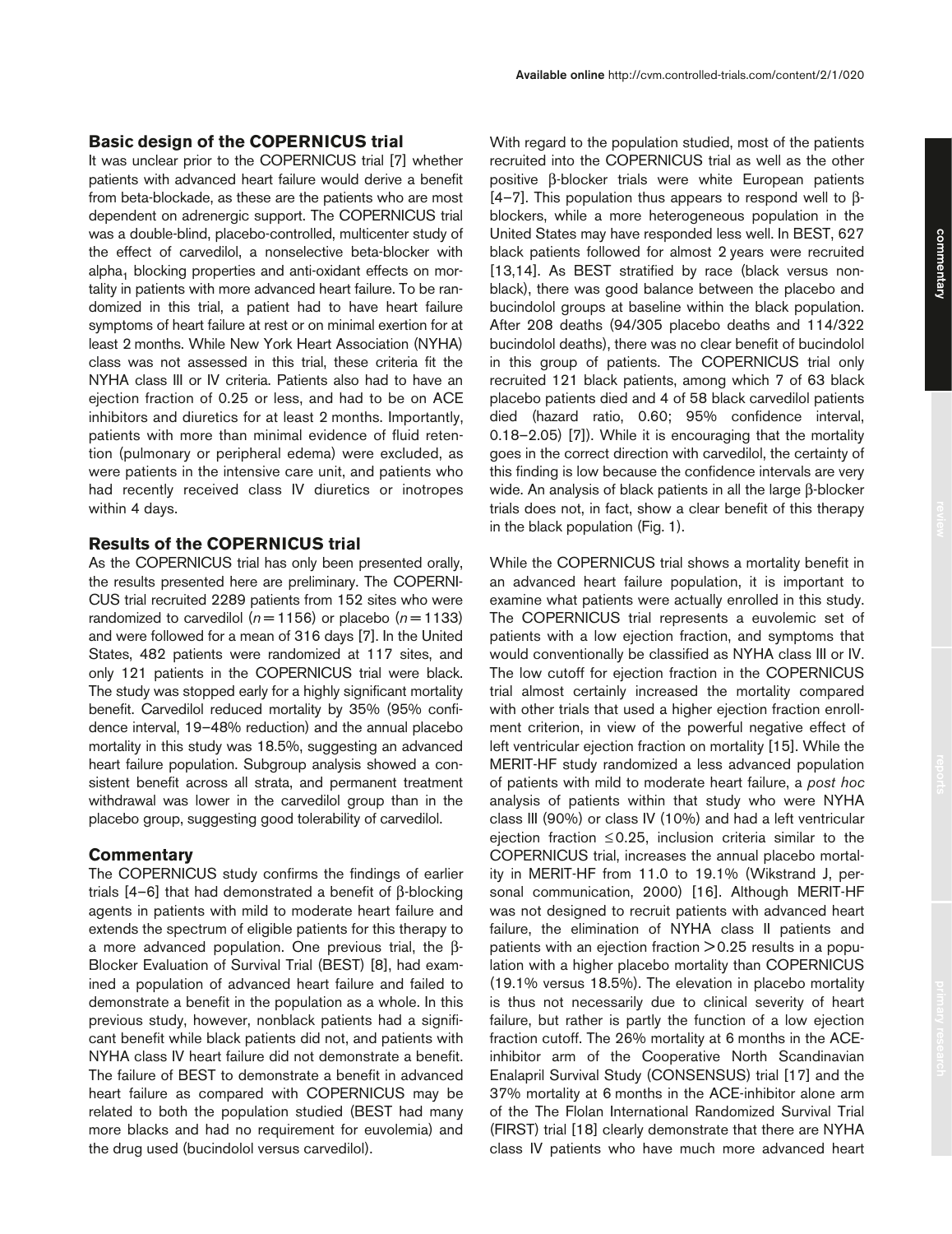## Basic design of the COPERNICUS trial

It was unclear prior to the COPERNICUS trial [7] whether patients with advanced heart failure would derive a benefit from beta-blockade, as these are the patients who are most dependent on adrenergic support. The COPERNICUS trial was a double-blind, placebo-controlled, multicenter study of the effect of carvedilol, a nonselective beta-blocker with alpha$_1$ blocking properties and anti-oxidant effects on mortality in patients with more advanced heart failure. To be randomized in this trial, a patient had to have heart failure symptoms of heart failure at rest or on minimal exertion for at least 2 months. While New York Heart Association (NYHA) class was not assessed in this trial, these criteria fit the NYHA class III or IV criteria. Patients also had to have an ejection fraction of 0.25 or less, and had to be on ACE inhibitors and diuretics for at least 2 months. Importantly, patients with more than minimal evidence of fluid retention (pulmonary or peripheral edema) were excluded, as were patients in the intensive care unit, and patients who had recently received class IV diuretics or inotropes within 4 days.

## Results of the COPERNICUS trial

As the COPERNICUS trial has only been presented orally, the results presented here are preliminary. The COPERNICUS trial recruited 2289 patients from 152 sites who were randomized to carvedilol ($n = 1156$) or placebo ($n = 1133$) and were followed for a mean of 316 days [7]. In the United States, 482 patients were randomized at 117 sites, and only 121 patients in the COPERNICUS trial were black. The study was stopped early for a highly significant mortality benefit. Carvedilol reduced mortality by 35% (95% confidence interval, 19–48% reduction) and the annual placebo mortality in this study was 18.5%, suggesting an advanced heart failure population. Subgroup analysis showed a consistent benefit across all strata, and permanent treatment withdrawal was lower in the carvedilol group than in the placebo group, suggesting good tolerability of carvedilol.

## Commentary

The COPERNICUS study confirms the findings of earlier trials [4–6] that had demonstrated a benefit of β-blocking agents in patients with mild to moderate heart failure and extends the spectrum of eligible patients for this therapy to a more advanced population. One previous trial, the β-Blocker Evaluation of Survival Trial (BEST) [8], had examined a population of advanced heart failure and failed to demonstrate a benefit in the population as a whole. In this previous study, however, nonblack patients had a significant benefit while black patients did not, and patients with NYHA class IV heart failure did not demonstrate a benefit. The failure of BEST to demonstrate a benefit in advanced heart failure as compared with COPERNICUS may be related to both the population studied (BEST had many more blacks and had no requirement for euvolemia) and the drug used (bucindolol versus carvedilol).

With regard to the population studied, most of the patients recruited into the COPERNICUS trial as well as the other positive β-blocker trials were white European patients [4–7]. This population thus appears to respond well to β-blockers, while a more heterogeneous population in the United States may have responded less well. In BEST, 627 black patients followed for almost 2 years were recruited [13,14]. As BEST stratified by race (black versus nonblack), there was good balance between the placebo and bucindolol groups at baseline within the black population. After 208 deaths (94/305 placebo deaths and 114/322 bucindolol deaths), there was no clear benefit of bucindolol in this group of patients. The COPERNICUS trial only recruited 121 black patients, among which 7 of 63 black placebo patients died and 4 of 58 black carvedilol patients died (hazard ratio, 0.60; 95% confidence interval, 0.18–2.05) [7]). While it is encouraging that the mortality goes in the correct direction with carvedilol, the certainty of this finding is low because the confidence intervals are very wide. An analysis of black patients in all the large β-blocker trials does not, in fact, show a clear benefit of this therapy in the black population (Fig. 1).

While the COPERNICUS trial shows a mortality benefit in an advanced heart failure population, it is important to examine what patients were actually enrolled in this study. The COPERNICUS trial represents a euvolemic set of patients with a low ejection fraction, and symptoms that would conventionally be classified as NYHA class III or IV. The low cutoff for ejection fraction in the COPERNICUS trial almost certainly increased the mortality compared with other trials that used a higher ejection fraction enrollment criterion, in view of the powerful negative effect of left ventricular ejection fraction on mortality [15]. While the MERIT-HF study randomized a less advanced population of patients with mild to moderate heart failure, a *post hoc* analysis of patients within that study who were NYHA class III (90%) or class IV (10%) and had a left ventricular ejection fraction $\leq 0.25$, inclusion criteria similar to the COPERNICUS trial, increases the annual placebo mortality in MERIT-HF from 11.0 to 19.1% (Wikstrand J, personal communication, 2000) [16]. Although MERIT-HF was not designed to recruit patients with advanced heart failure, the elimination of NYHA class II patients and patients with an ejection fraction $> 0.25$ results in a population with a higher placebo mortality than COPERNICUS (19.1% versus 18.5%). The elevation in placebo mortality is thus not necessarily due to clinical severity of heart failure, but rather is partly the function of a low ejection fraction cutoff. The 26% mortality at 6 months in the ACE-inhibitor arm of the Cooperative North Scandinavian Enalapril Survival Study (CONSENSUS) trial [17] and the 37% mortality at 6 months in the ACE-inhibitor alone arm of the The Flolan International Randomized Survival Trial (FIRST) trial [18] clearly demonstrate that there are NYHA class IV patients who have much more advanced heart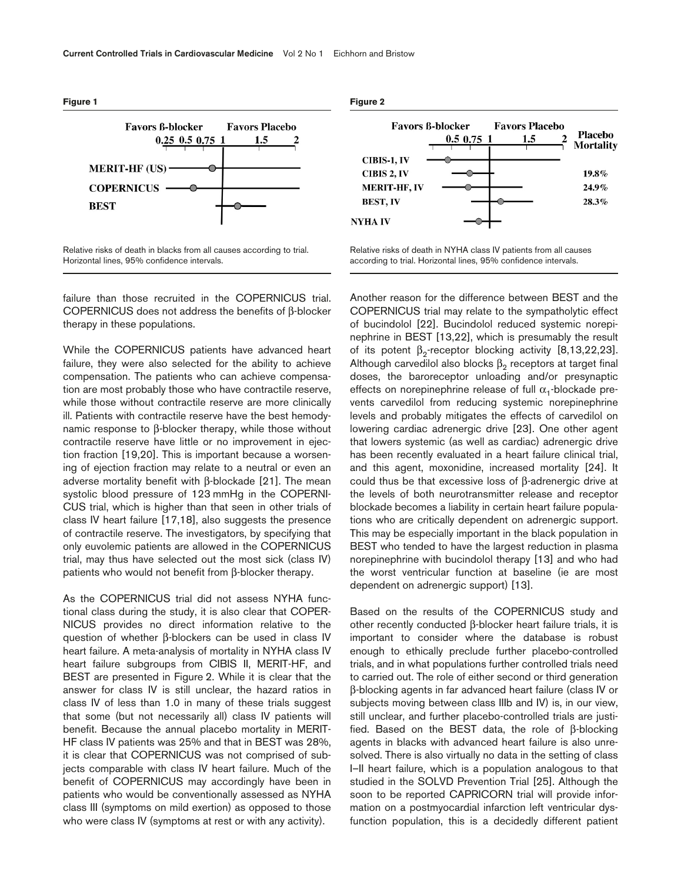**Figure 1**

Relative risks of death in blacks from all causes according to trial. Horizontal lines, 95% confidence intervals.

**Figure 2**

Relative risks of death in NYHA class IV patients from all causes according to trial. Horizontal lines, 95% confidence intervals.

failure than those recruited in the COPERNICUS trial. COPERNICUS does not address the benefits of β-blocker therapy in these populations.

While the COPERNICUS patients have advanced heart failure, they were also selected for the ability to achieve compensation. The patients who can achieve compensation are most probably those who have contractile reserve, while those without contractile reserve are more clinically ill. Patients with contractile reserve have the best hemodynamic response to β-blocker therapy, while those without contractile reserve have little or no improvement in ejection fraction [19,20]. This is important because a worsening of ejection fraction may relate to a neutral or even an adverse mortality benefit with β-blockade [21]. The mean systolic blood pressure of 123 mmHg in the COPERNICUS trial, which is higher than that seen in other trials of class IV heart failure [17,18], also suggests the presence of contractile reserve. The investigators, by specifying that only euvolemic patients are allowed in the COPERNICUS trial, may thus have selected out the most sick (class IV) patients who would not benefit from β-blocker therapy.

As the COPERNICUS trial did not assess NYHA functional class during the study, it is also clear that COPERNICUS provides no direct information relative to the question of whether β-blockers can be used in class IV heart failure. A meta-analysis of mortality in NYHA class IV heart failure subgroups from CIBIS II, MERIT-HF, and BEST are presented in Figure 2. While it is clear that the answer for class IV is still unclear, the hazard ratios in class IV of less than 1.0 in many of these trials suggest that some (but not necessarily all) class IV patients will benefit. Because the annual placebo mortality in MERIT-HF class IV patients was 25% and that in BEST was 28%, it is clear that COPERNICUS was not comprised of subjects comparable with class IV heart failure. Much of the benefit of COPERNICUS may accordingly have been in patients who would be conventionally assessed as NYHA class III (symptoms on mild exertion) as opposed to those who were class IV (symptoms at rest or with any activity).

Another reason for the difference between BEST and the COPERNICUS trial may relate to the sympatholytic effect of bucindolol [22]. Bucindolol reduced systemic norepinephrine in BEST [13,22], which is presumably the result of its potent $\beta_2$-receptor blocking activity [8,13,22,23]. Although carvedilol also blocks $\beta_2$ receptors at target final doses, the baroreceptor unloading and/or presynaptic effects on norepinephrine release of full $\alpha_1$-blockade prevents carvedilol from reducing systemic norepinephrine levels and probably mitigates the effects of carvedilol on lowering cardiac adrenergic drive [23]. One other agent that lowers systemic (as well as cardiac) adrenergic drive has been recently evaluated in a heart failure clinical trial, and this agent, moxonidine, increased mortality [24]. It could thus be that excessive loss of β-adrenergic drive at the levels of both neurotransmitter release and receptor blockade becomes a liability in certain heart failure populations who are critically dependent on adrenergic support. This may be especially important in the black population in BEST who tended to have the largest reduction in plasma norepinephrine with bucindolol therapy [13] and who had the worst ventricular function at baseline (ie are most dependent on adrenergic support) [13].

Based on the results of the COPERNICUS study and other recently conducted β-blocker heart failure trials, it is important to consider where the database is robust enough to ethically preclude further placebo-controlled trials, and in what populations further controlled trials need to carried out. The role of either second or third generation β-blocking agents in far advanced heart failure (class IV or subjects moving between class IIIb and IV) is, in our view, still unclear, and further placebo-controlled trials are justified. Based on the BEST data, the role of β-blocking agents in blacks with advanced heart failure is also unresolved. There is also virtually no data in the setting of class I–II heart failure, which is a population analogous to that studied in the SOLVD Prevention Trial [25]. Although the soon to be reported CAPRICORN trial will provide information on a postmyocardial infarction left ventricular dysfunction population, this is a decidedly different patient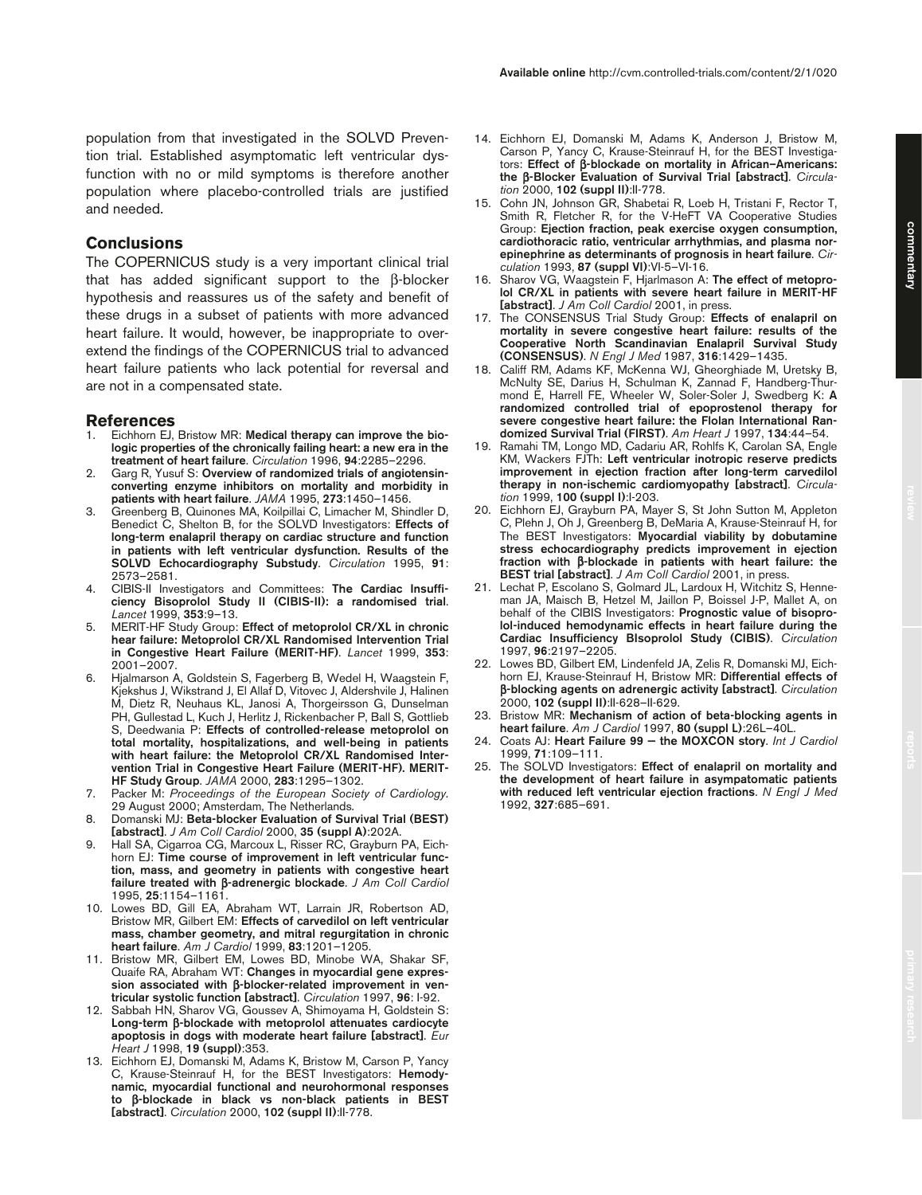population from that investigated in the SOLVD Prevention trial. Established asymptomatic left ventricular dysfunction with no or mild symptoms is therefore another population where placebo-controlled trials are justified and needed.

## Conclusions

The COPERNICUS study is a very important clinical trial that has added significant support to the β-blocker hypothesis and reassures us of the safety and benefit of these drugs in a subset of patients with more advanced heart failure. It would, however, be inappropriate to over-extend the findings of the COPERNICUS trial to advanced heart failure patients who lack potential for reversal and are not in a compensated state.

## References

1. Eichhorn EJ, Bristow MR: **Medical therapy can improve the biologic properties of the chronically failing heart: a new era in the treatment of heart failure**. *Circulation* 1996, **94**:2285–2296.
2. Garg R, Yusuf S: **Overview of randomized trials of angiotensin-converting enzyme inhibitors on mortality and morbidity in patients with heart failure**. *JAMA* 1995, **273**:1450–1456.
3. Greenberg B, Quinones MA, Koilpillai C, Limacher M, Shindler D, Benedict C, Shelton B, for the SOLVD Investigators: **Effects of long-term enalapril therapy on cardiac structure and function in patients with left ventricular dysfunction. Results of the SOLVD Echocardiography Substudy**. *Circulation* 1995, **91**: 2573–2581.
4. CIBIS-II Investigators and Committees: **The Cardiac Insufficiency Bisoprolol Study II (CIBIS-II): a randomised trial**. *Lancet* 1999, **353**:9–13.
5. MERIT-HF Study Group: **Effect of metoprolol CR/XL in chronic hear failure: Metoprolol CR/XL Randomised Intervention Trial in Congestive Heart Failure (MERIT-HF)**. *Lancet* 1999, **353**: 2001–2007.
6. Hjalmarson A, Goldstein S, Fagerberg B, Wedel H, Waagstein F, Kjekshus J, Wikstrand J, El Allaf D, Vitovec J, Aldershvile J, Halinen M, Dietz R, Neuhaus KL, Janosi A, Thorgeirsson G, Dunselman PH, Gullestad L, Kuch J, Herlitz J, Rickenbacher P, Ball S, Gottlieb S, Deedwania P: **Effects of controlled-release metoprolol on total mortality, hospitalizations, and well-being in patients with heart failure: the Metoprolol CR/XL Randomised Intervention Trial in Congestive Heart Failure (MERIT-HF). MERIT-HF Study Group**. *JAMA* 2000, **283**:1295–1302.
7. Packer M: *Proceedings of the European Society of Cardiology.* 29 August 2000; Amsterdam, The Netherlands.
8. Domanski MJ: **Beta-blocker Evaluation of Survival Trial (BEST) [abstract]**. *J Am Coll Cardiol* 2000, **35 (suppl A)**:202A.
9. Hall SA, Cigarroa CG, Marcoux L, Risser RC, Grayburn PA, Eichhorn EJ: **Time course of improvement in left ventricular function, mass, and geometry in patients with congestive heart failure treated with β-adrenergic blockade**. *J Am Coll Cardiol* 1995, **25**:1154–1161.
10. Lowes BD, Gill EA, Abraham WT, Larrain JR, Robertson AD, Bristow MR, Gilbert EM: **Effects of carvedilol on left ventricular mass, chamber geometry, and mitral regurgitation in chronic heart failure**. *Am J Cardiol* 1999, **83**:1201–1205.
11. Bristow MR, Gilbert EM, Lowes BD, Minobe WA, Shakar SF, Quaife RA, Abraham WT: **Changes in myocardial gene expression associated with β-blocker-related improvement in ventricular systolic function [abstract]**. *Circulation* 1997, **96**: I-92.
12. Sabbah HN, Sharov VG, Goussev A, Shimoyama H, Goldstein S: **Long-term β-blockade with metoprolol attenuates cardiocyte apoptosis in dogs with moderate heart failure [abstract]**. *Eur Heart J* 1998, **19 (suppl)**:353.
13. Eichhorn EJ, Domanski M, Adams K, Bristow M, Carson P, Yancy C, Krause-Steinrauf H, for the BEST Investigators: **Hemodynamic, myocardial functional and neurohormonal responses to β-blockade in black vs non-black patients in BEST [abstract]**. *Circulation* 2000, **102 (suppl II)**:II-778.
14. Eichhorn EJ, Domanski M, Adams K, Anderson J, Bristow M, Carson P, Yancy C, Krause-Steinrauf H, for the BEST Investigators: **Effect of β-blockade on mortality in African–Americans: the β-Blocker Evaluation of Survival Trial [abstract]**. *Circulation* 2000, **102 (suppl II)**:II-778.
15. Cohn JN, Johnson GR, Shabetai R, Loeb H, Tristani F, Rector T, Smith R, Fletcher R, for the V-HeFT VA Cooperative Studies Group: **Ejection fraction, peak exercise oxygen consumption, cardiothoracic ratio, ventricular arrhythmias, and plasma norepinephrine as determinants of prognosis in heart failure**. *Circulation* 1993, **87 (suppl VI)**:VI-5–VI-16.
16. Sharov VG, Waagstein F, Hjarlmason A: **The effect of metoprolol CR/XL in patients with severe heart failure in MERIT-HF [abstract]**. *J Am Coll Cardiol* 2001, in press.
17. The CONSENSUS Trial Study Group: **Effects of enalapril on mortality in severe congestive heart failure: results of the Cooperative North Scandinavian Enalapril Survival Study (CONSENSUS)**. *N Engl J Med* 1987, **316**:1429–1435.
18. Califf RM, Adams KF, McKenna WJ, Gheorghiade M, Uretsky B, McNulty SE, Darius H, Schulman K, Zannad F, Handberg-Thurmond E, Harrell FE, Wheeler W, Soler-Soler J, Swedberg K: **A randomized controlled trial of epoprostenol therapy for severe congestive heart failure: the Flolan International Randomized Survival Trial (FIRST)**. *Am Heart J* 1997, **134**:44–54.
19. Ramahi TM, Longo MD, Cadariu AR, Rohlfs K, Carolan SA, Engle KM, Wackers FJTh: **Left ventricular inotropic reserve predicts improvement in ejection fraction after long-term carvedilol therapy in non-ischemic cardiomyopathy [abstract]**. *Circulation* 1999, **100 (suppl I)**:I-203.
20. Eichhorn EJ, Grayburn PA, Mayer S, St John Sutton M, Appleton C, Plehn J, Oh J, Greenberg B, DeMaria A, Krause-Steinrauf H, for The BEST Investigators: **Myocardial viability by dobutamine stress echocardiography predicts improvement in ejection fraction with β-blockade in patients with heart failure: the BEST trial [abstract]**. *J Am Coll Cardiol* 2001, in press.
21. Lechat P, Escolano S, Golmard JL, Lardoux H, Witchitz S, Henneman JA, Maisch B, Hetzel M, Jaillon P, Boissel J-P, Mallet A, on behalf of the CIBIS Investigators: **Prognostic value of bisoprolol-induced hemodynamic effects in heart failure during the Cardiac Insufficiency BIsoprolol Study (CIBIS)**. *Circulation* 1997, **96**:2197–2205.
22. Lowes BD, Gilbert EM, Lindenfeld JA, Zelis R, Domanski MJ, Eichhorn EJ, Krause-Steinrauf H, Bristow MR: **Differential effects of β-blocking agents on adrenergic activity [abstract]**. *Circulation* 2000, **102 (suppl II)**:II-628–II-629.
23. Bristow MR: **Mechanism of action of beta-blocking agents in heart failure**. *Am J Cardiol* 1997, **80 (suppl L)**:26L–40L.
24. Coats AJ: **Heart Failure 99 – the MOXCON story**. *Int J Cardiol* 1999, **71**:109–111.
25. The SOLVD Investigators: **Effect of enalapril on mortality and the development of heart failure in asympatomatic patients with reduced left ventricular ejection fractions**. *N Engl J Med* 1992, **327**:685–691.